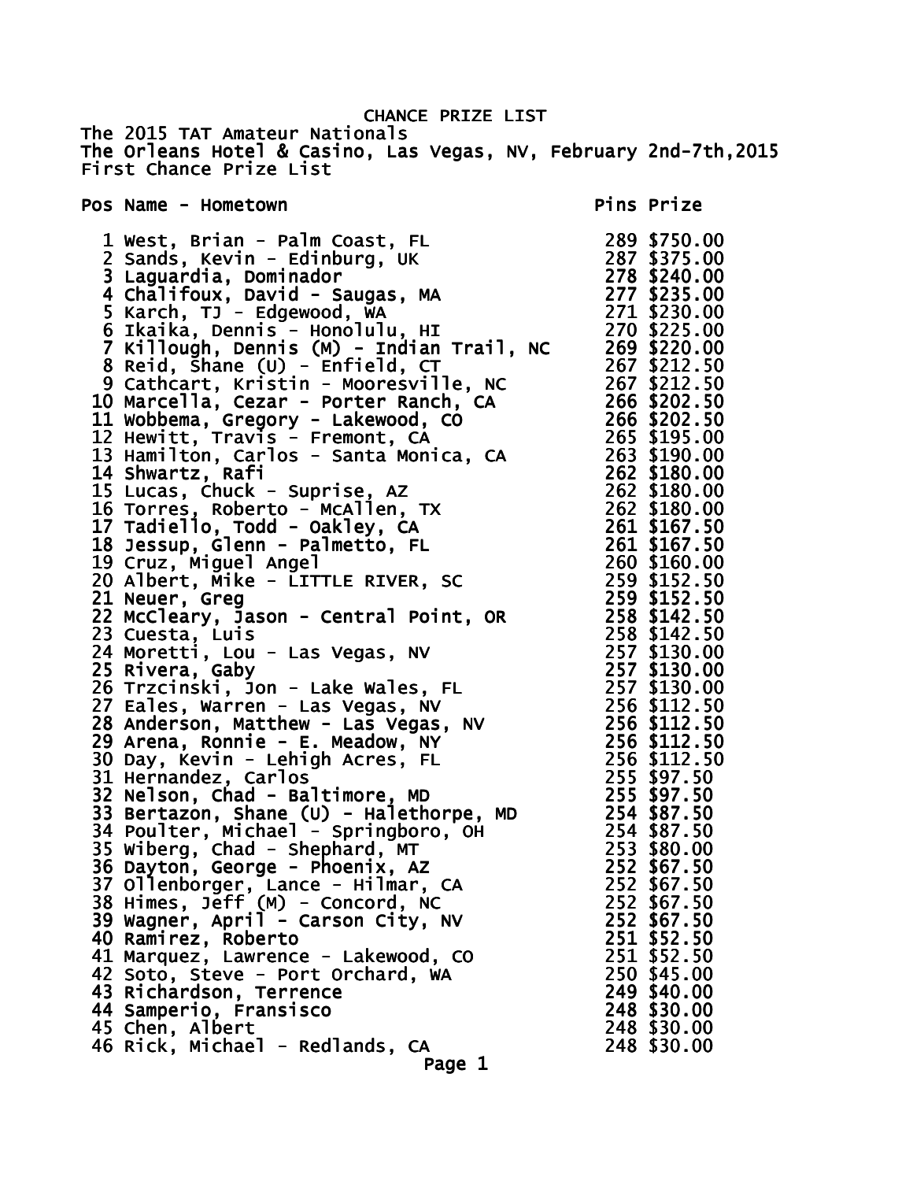CHANCE PRIZE LIST

The 2015 TAT Amateur Nationals

The Orleans Hotel & Casino, Las Vegas, NV, February 2nd-7th,2015

First Chance Prize List

| Pos | Name - Hometown | Pins | Prize |
|---|---|---|---|
| 1 | West, Brian - Palm Coast, FL | 289 | $750.00 |
| 2 | Sands, Kevin - Edinburg, UK | 287 | $375.00 |
| 3 | Laguardia, Dominador | 278 | $240.00 |
| 4 | Chalifoux, David - Saugas, MA | 277 | $235.00 |
| 5 | Karch, TJ - Edgewood, WA | 271 | $230.00 |
| 6 | Ikaika, Dennis - Honolulu, HI | 270 | $225.00 |
| 7 | Killough, Dennis (M) - Indian Trail, NC | 269 | $220.00 |
| 8 | Reid, Shane (U) - Enfield, CT | 267 | $212.50 |
| 9 | Cathcart, Kristin - Mooresville, NC | 267 | $212.50 |
| 10 | Marcella, Cezar - Porter Ranch, CA | 266 | $202.50 |
| 11 | Wobbema, Gregory - Lakewood, CO | 266 | $202.50 |
| 12 | Hewitt, Travis - Fremont, CA | 265 | $195.00 |
| 13 | Hamilton, Carlos - Santa Monica, CA | 263 | $190.00 |
| 14 | Shwartz, Rafi | 262 | $180.00 |
| 15 | Lucas, Chuck - Suprise, AZ | 262 | $180.00 |
| 16 | Torres, Roberto - McAllen, TX | 262 | $180.00 |
| 17 | Tadiello, Todd - Oakley, CA | 261 | $167.50 |
| 18 | Jessup, Glenn - Palmetto, FL | 261 | $167.50 |
| 19 | Cruz, Miguel Angel | 260 | $160.00 |
| 20 | Albert, Mike - LITTLE RIVER, SC | 259 | $152.50 |
| 21 | Neuer, Greg | 259 | $152.50 |
| 22 | McCleary, Jason - Central Point, OR | 258 | $142.50 |
| 23 | Cuesta, Luis | 258 | $142.50 |
| 24 | Moretti, Lou - Las Vegas, NV | 257 | $130.00 |
| 25 | Rivera, Gaby | 257 | $130.00 |
| 26 | Trzcinski, Jon - Lake Wales, FL | 257 | $130.00 |
| 27 | Eales, Warren - Las Vegas, NV | 256 | $112.50 |
| 28 | Anderson, Matthew - Las Vegas, NV | 256 | $112.50 |
| 29 | Arena, Ronnie - E. Meadow, NY | 256 | $112.50 |
| 30 | Day, Kevin - Lehigh Acres, FL | 256 | $112.50 |
| 31 | Hernandez, Carlos | 255 | $97.50 |
| 32 | Nelson, Chad - Baltimore, MD | 255 | $97.50 |
| 33 | Bertazon, Shane (U) - Halethorpe, MD | 254 | $87.50 |
| 34 | Poulter, Michael - Springboro, OH | 254 | $87.50 |
| 35 | Wiberg, Chad - Shephard, MT | 253 | $80.00 |
| 36 | Dayton, George - Phoenix, AZ | 252 | $67.50 |
| 37 | Ollenborger, Lance - Hilmar, CA | 252 | $67.50 |
| 38 | Himes, Jeff (M) - Concord, NC | 252 | $67.50 |
| 39 | Wagner, April - Carson City, NV | 252 | $67.50 |
| 40 | Ramirez, Roberto | 251 | $52.50 |
| 41 | Marquez, Lawrence - Lakewood, CO | 251 | $52.50 |
| 42 | Soto, Steve - Port Orchard, WA | 250 | $45.00 |
| 43 | Richardson, Terrence | 249 | $40.00 |
| 44 | Samperio, Fransisco | 248 | $30.00 |
| 45 | Chen, Albert | 248 | $30.00 |
| 46 | Rick, Michael - Redlands, CA | 248 | $30.00 |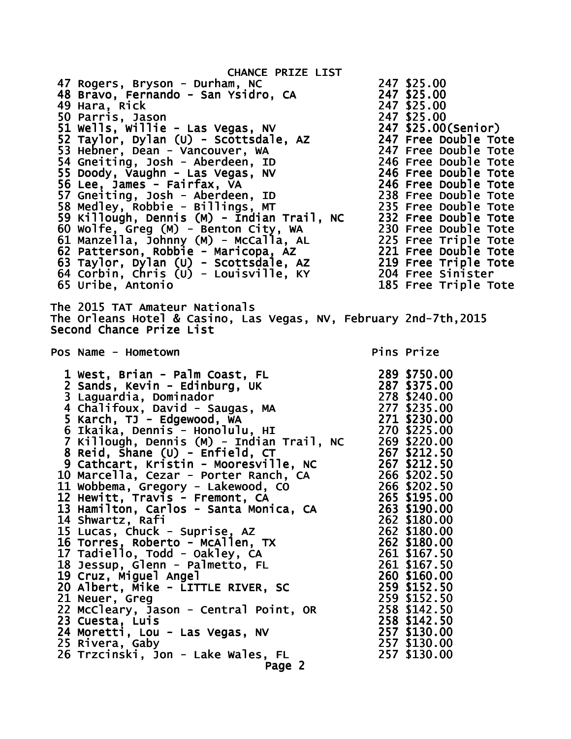CHANCE PRIZE LIST

| | | |
|---|---|---|
| 47 | Rogers, Bryson - Durham, NC | 247 $25.00 |
| 48 | Bravo, Fernando - San Ysidro, CA | 247 $25.00 |
| 49 | Hara, Rick | 247 $25.00 |
| 50 | Parris, Jason | 247 $25.00 |
| 51 | Wells, Willie - Las Vegas, NV | 247 $25.00(Senior) |
| 52 | Taylor, Dylan (U) - Scottsdale, AZ | 247 Free Double Tote |
| 53 | Hebner, Dean - Vancouver, WA | 247 Free Double Tote |
| 54 | Gneiting, Josh - Aberdeen, ID | 246 Free Double Tote |
| 55 | Doody, Vaughn - Las Vegas, NV | 246 Free Double Tote |
| 56 | Lee, James - Fairfax, VA | 246 Free Double Tote |
| 57 | Gneiting, Josh - Aberdeen, ID | 238 Free Double Tote |
| 58 | Medley, Robbie - Billings, MT | 235 Free Double Tote |
| 59 | Killough, Dennis (M) - Indian Trail, NC | 232 Free Double Tote |
| 60 | Wolfe, Greg (M) - Benton City, WA | 230 Free Double Tote |
| 61 | Manzella, Johnny (M) - McCalla, AL | 225 Free Triple Tote |
| 62 | Patterson, Robbie - Maricopa, AZ | 221 Free Double Tote |
| 63 | Taylor, Dylan (U) - Scottsdale, AZ | 219 Free Triple Tote |
| 64 | Corbin, Chris (U) - Louisville, KY | 204 Free Sinister |
| 65 | Uribe, Antonio | 185 Free Triple Tote |

The 2015 TAT Amateur Nationals
The Orleans Hotel & Casino, Las Vegas, NV, February 2nd-7th,2015
Second Chance Prize List

| Pos | Name - Hometown | Pins Prize |
|---|---|---|
| 1 | West, Brian - Palm Coast, FL | 289 $750.00 |
| 2 | Sands, Kevin - Edinburg, UK | 287 $375.00 |
| 3 | Laguardia, Dominador | 278 $240.00 |
| 4 | Chalifoux, David - Saugas, MA | 277 $235.00 |
| 5 | Karch, TJ - Edgewood, WA | 271 $230.00 |
| 6 | Ikaika, Dennis - Honolulu, HI | 270 $225.00 |
| 7 | Killough, Dennis (M) - Indian Trail, NC | 269 $220.00 |
| 8 | Reid, Shane (U) - Enfield, CT | 267 $212.50 |
| 9 | Cathcart, Kristin - Mooresville, NC | 267 $212.50 |
| 10 | Marcella, Cezar - Porter Ranch, CA | 266 $202.50 |
| 11 | Wobbema, Gregory - Lakewood, CO | 266 $202.50 |
| 12 | Hewitt, Travis - Fremont, CA | 265 $195.00 |
| 13 | Hamilton, Carlos - Santa Monica, CA | 263 $190.00 |
| 14 | Shwartz, Rafi | 262 $180.00 |
| 15 | Lucas, Chuck - Suprise, AZ | 262 $180.00 |
| 16 | Torres, Roberto - McAllen, TX | 262 $180.00 |
| 17 | Tadiello, Todd - Oakley, CA | 261 $167.50 |
| 18 | Jessup, Glenn - Palmetto, FL | 261 $167.50 |
| 19 | Cruz, Miguel Angel | 260 $160.00 |
| 20 | Albert, Mike - LITTLE RIVER, SC | 259 $152.50 |
| 21 | Neuer, Greg | 259 $152.50 |
| 22 | McCleary, Jason - Central Point, OR | 258 $142.50 |
| 23 | Cuesta, Luis | 258 $142.50 |
| 24 | Moretti, Lou - Las Vegas, NV | 257 $130.00 |
| 25 | Rivera, Gaby | 257 $130.00 |
| 26 | Trzcinski, Jon - Lake Wales, FL | 257 $130.00 |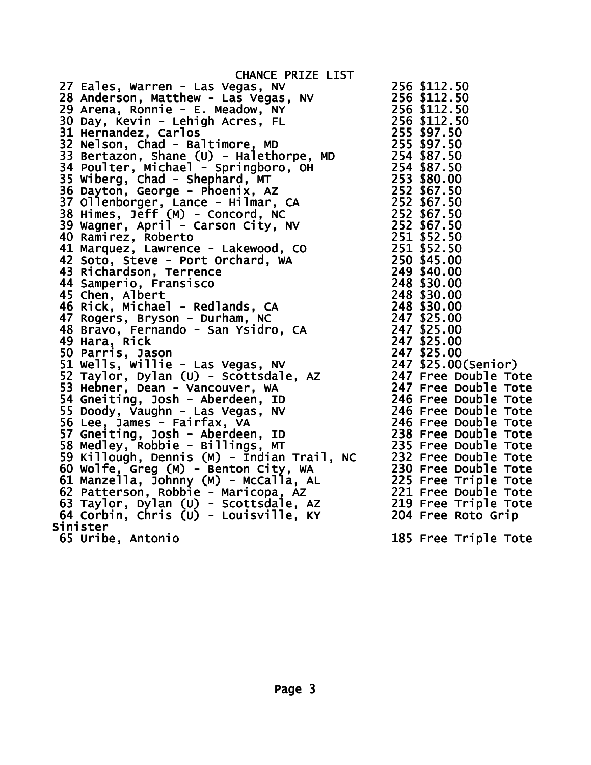CHANCE PRIZE LIST

| | | | |
|---|---|---|---|
| 27 | Eales, Warren - Las Vegas, NV | 256 | $112.50 |
| 28 | Anderson, Matthew - Las Vegas, NV | 256 | $112.50 |
| 29 | Arena, Ronnie - E. Meadow, NY | 256 | $112.50 |
| 30 | Day, Kevin - Lehigh Acres, FL | 256 | $112.50 |
| 31 | Hernandez, Carlos | 255 | $97.50 |
| 32 | Nelson, Chad - Baltimore, MD | 255 | $97.50 |
| 33 | Bertazon, Shane (U) - Halethorpe, MD | 254 | $87.50 |
| 34 | Poulter, Michael - Springboro, OH | 254 | $87.50 |
| 35 | Wiberg, Chad - Shephard, MT | 253 | $80.00 |
| 36 | Dayton, George - Phoenix, AZ | 252 | $67.50 |
| 37 | Ollenborger, Lance - Hilmar, CA | 252 | $67.50 |
| 38 | Himes, Jeff (M) - Concord, NC | 252 | $67.50 |
| 39 | Wagner, April - Carson City, NV | 252 | $67.50 |
| 40 | Ramirez, Roberto | 251 | $52.50 |
| 41 | Marquez, Lawrence - Lakewood, CO | 251 | $52.50 |
| 42 | Soto, Steve - Port Orchard, WA | 250 | $45.00 |
| 43 | Richardson, Terrence | 249 | $40.00 |
| 44 | Samperio, Fransisco | 248 | $30.00 |
| 45 | Chen, Albert | 248 | $30.00 |
| 46 | Rick, Michael - Redlands, CA | 248 | $30.00 |
| 47 | Rogers, Bryson - Durham, NC | 247 | $25.00 |
| 48 | Bravo, Fernando - San Ysidro, CA | 247 | $25.00 |
| 49 | Hara, Rick | 247 | $25.00 |
| 50 | Parris, Jason | 247 | $25.00 |
| 51 | Wells, Willie - Las Vegas, NV | 247 | $25.00(Senior) |
| 52 | Taylor, Dylan (U) - Scottsdale, AZ | 247 | Free Double Tote |
| 53 | Hebner, Dean - Vancouver, WA | 247 | Free Double Tote |
| 54 | Gneiting, Josh - Aberdeen, ID | 246 | Free Double Tote |
| 55 | Doody, Vaughn - Las Vegas, NV | 246 | Free Double Tote |
| 56 | Lee, James - Fairfax, VA | 246 | Free Double Tote |
| 57 | Gneiting, Josh - Aberdeen, ID | 238 | Free Double Tote |
| 58 | Medley, Robbie - Billings, MT | 235 | Free Double Tote |
| 59 | Killough, Dennis (M) - Indian Trail, NC | 232 | Free Double Tote |
| 60 | Wolfe, Greg (M) - Benton City, WA | 230 | Free Double Tote |
| 61 | Manzella, Johnny (M) - McCalla, AL | 225 | Free Triple Tote |
| 62 | Patterson, Robbie - Maricopa, AZ | 221 | Free Double Tote |
| 63 | Taylor, Dylan (U) - Scottsdale, AZ | 219 | Free Triple Tote |
| 64 | Corbin, Chris (U) - Louisville, KY | 204 | Free Roto Grip Sinister |
| 65 | Uribe, Antonio | 185 | Free Triple Tote |